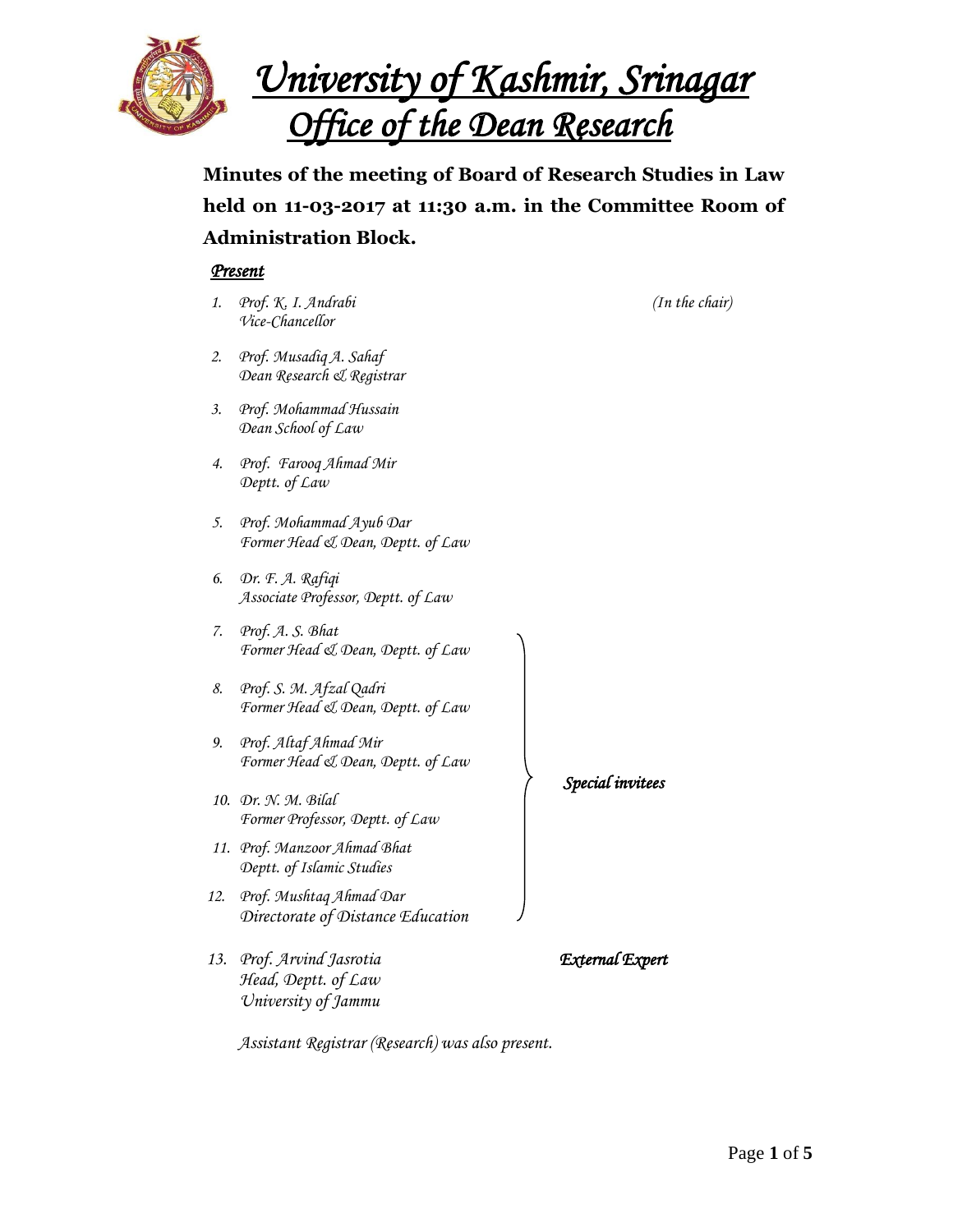# University of Kashmir, Srinagar

## Office of the Dean Research

**Minutes of the meeting of Board of Research Studies in Law held on 11-03-2017 at 11:30 a.m. in the Committee Room of Administration Block.**

***Present***

1. *Prof. K. I. Andrabi* — *(In the chair)*
   *Vice-Chancellor*
2. *Prof. Musadiq A. Sahaf*
   *Dean Research & Registrar*
3. *Prof. Mohammad Hussain*
   *Dean School of Law*
4. *Prof. Farooq Ahmad Mir*
   *Deptt. of Law*
5. *Prof. Mohammad Ayub Dar*
   *Former Head & Dean, Deptt. of Law*
6. *Dr. F. A. Rafiqi*
   *Associate Professor, Deptt. of Law*
7. *Prof. A. S. Bhat*
   *Former Head & Dean, Deptt. of Law*
8. *Prof. S. M. Afzal Qadri*
   *Former Head & Dean, Deptt. of Law*
9. *Prof. Altaf Ahmad Mir*
   *Former Head & Dean, Deptt. of Law*
10. *Dr. N. M. Bilal*
    *Former Professor, Deptt. of Law*
11. *Prof. Manzoor Ahmad Bhat*
    *Deptt. of Islamic Studies*
12. *Prof. Mushtaq Ahmad Dar*
    *Directorate of Distance Education*

    (Nos. 7–12: *Special invitees*)

13. *Prof. Arvind Jasrotia* — *External Expert*
    *Head, Deptt. of Law*
    *University of Jammu*

*Assistant Registrar (Research) was also present.*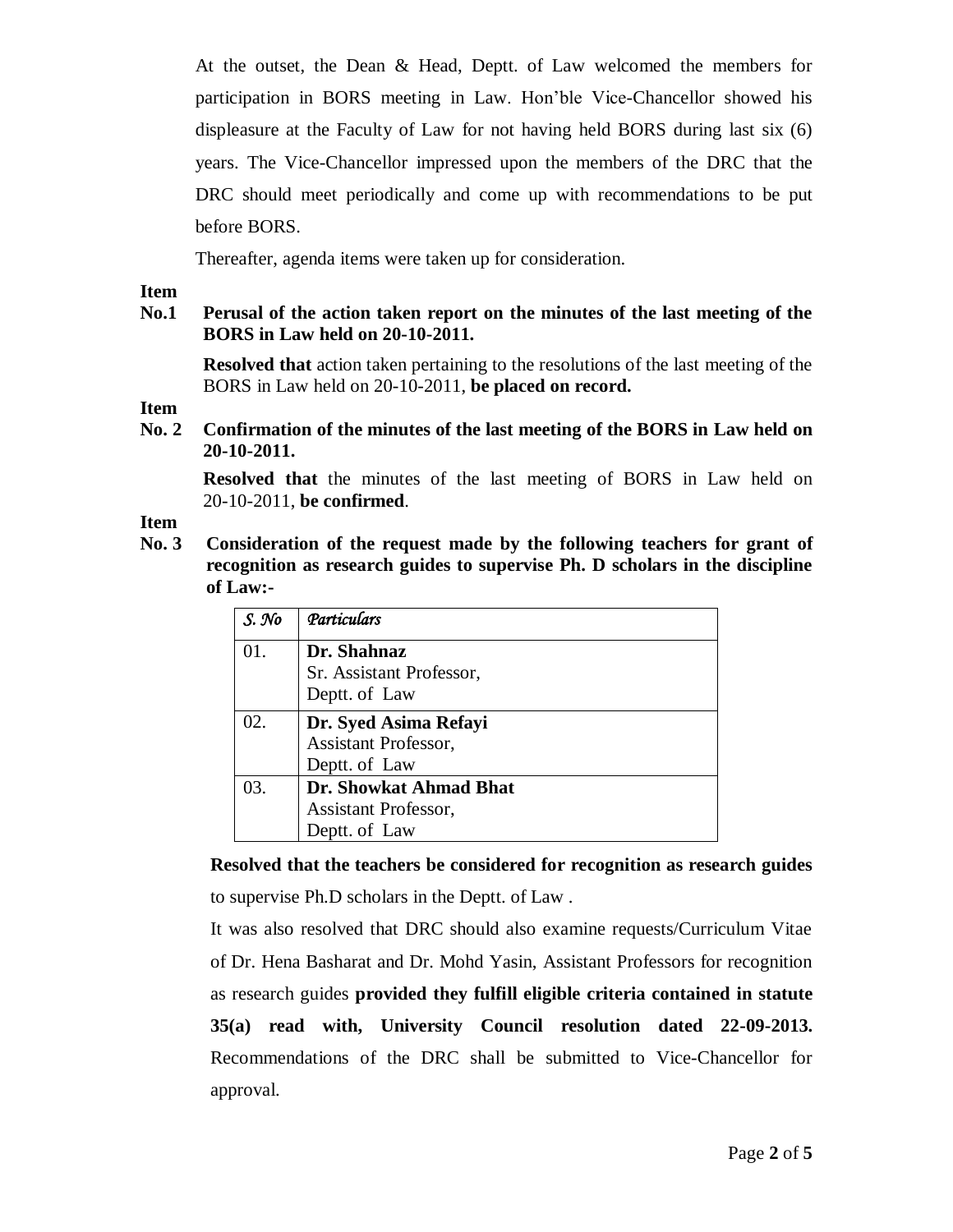At the outset, the Dean & Head, Deptt. of Law welcomed the members for participation in BORS meeting in Law. Hon'ble Vice-Chancellor showed his displeasure at the Faculty of Law for not having held BORS during last six (6) years. The Vice-Chancellor impressed upon the members of the DRC that the DRC should meet periodically and come up with recommendations to be put before BORS.

Thereafter, agenda items were taken up for consideration.

**Item No.1 Perusal of the action taken report on the minutes of the last meeting of the BORS in Law held on 20-10-2011.**

**Resolved that** action taken pertaining to the resolutions of the last meeting of the BORS in Law held on 20-10-2011, **be placed on record.**

**Item No. 2 Confirmation of the minutes of the last meeting of the BORS in Law held on 20-10-2011.**

**Resolved that** the minutes of the last meeting of BORS in Law held on 20-10-2011, **be confirmed**.

**Item No. 3 Consideration of the request made by the following teachers for grant of recognition as research guides to supervise Ph. D scholars in the discipline of Law:-**

| *S. No* | *Particulars* |
|---|---|
| 01. | **Dr. Shahnaz**<br>Sr. Assistant Professor,<br>Deptt. of Law |
| 02. | **Dr. Syed Asima Refayi**<br>Assistant Professor,<br>Deptt. of Law |
| 03. | **Dr. Showkat Ahmad Bhat**<br>Assistant Professor,<br>Deptt. of Law |

**Resolved that the teachers be considered for recognition as research guides** to supervise Ph.D scholars in the Deptt. of Law .

It was also resolved that DRC should also examine requests/Curriculum Vitae of Dr. Hena Basharat and Dr. Mohd Yasin, Assistant Professors for recognition as research guides **provided they fulfill eligible criteria contained in statute 35(a) read with, University Council resolution dated 22-09-2013.** Recommendations of the DRC shall be submitted to Vice-Chancellor for approval.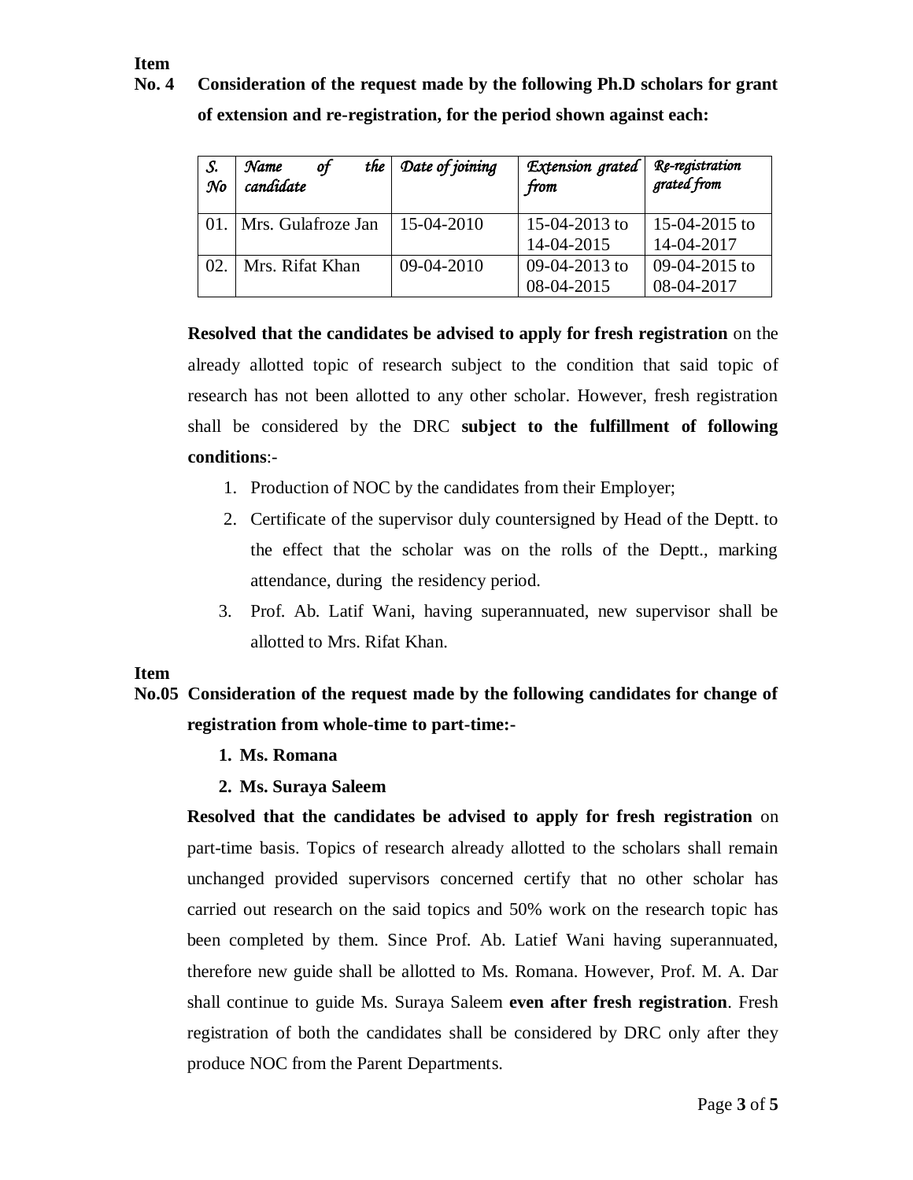**Item No. 4** **Consideration of the request made by the following Ph.D scholars for grant of extension and re-registration, for the period shown against each:**

| *S. No* | *Name of the candidate* | *Date of joining* | *Extension grated from* | *Re-registration grated from* |
|---|---|---|---|---|
| 01. | Mrs. Gulafroze Jan | 15-04-2010 | 15-04-2013 to 14-04-2015 | 15-04-2015 to 14-04-2017 |
| 02. | Mrs. Rifat Khan | 09-04-2010 | 09-04-2013 to 08-04-2015 | 09-04-2015 to 08-04-2017 |

**Resolved that the candidates be advised to apply for fresh registration** on the already allotted topic of research subject to the condition that said topic of research has not been allotted to any other scholar. However, fresh registration shall be considered by the DRC **subject to the fulfillment of following conditions**:-

1. Production of NOC by the candidates from their Employer;
2. Certificate of the supervisor duly countersigned by Head of the Deptt. to the effect that the scholar was on the rolls of the Deptt., marking attendance, during the residency period.
3. Prof. Ab. Latif Wani, having superannuated, new supervisor shall be allotted to Mrs. Rifat Khan.

**Item No.05** **Consideration of the request made by the following candidates for change of registration from whole-time to part-time:-**

1. **Ms. Romana**
2. **Ms. Suraya Saleem**

**Resolved that the candidates be advised to apply for fresh registration** on part-time basis. Topics of research already allotted to the scholars shall remain unchanged provided supervisors concerned certify that no other scholar has carried out research on the said topics and 50% work on the research topic has been completed by them. Since Prof. Ab. Latief Wani having superannuated, therefore new guide shall be allotted to Ms. Romana. However, Prof. M. A. Dar shall continue to guide Ms. Suraya Saleem **even after fresh registration**. Fresh registration of both the candidates shall be considered by DRC only after they produce NOC from the Parent Departments.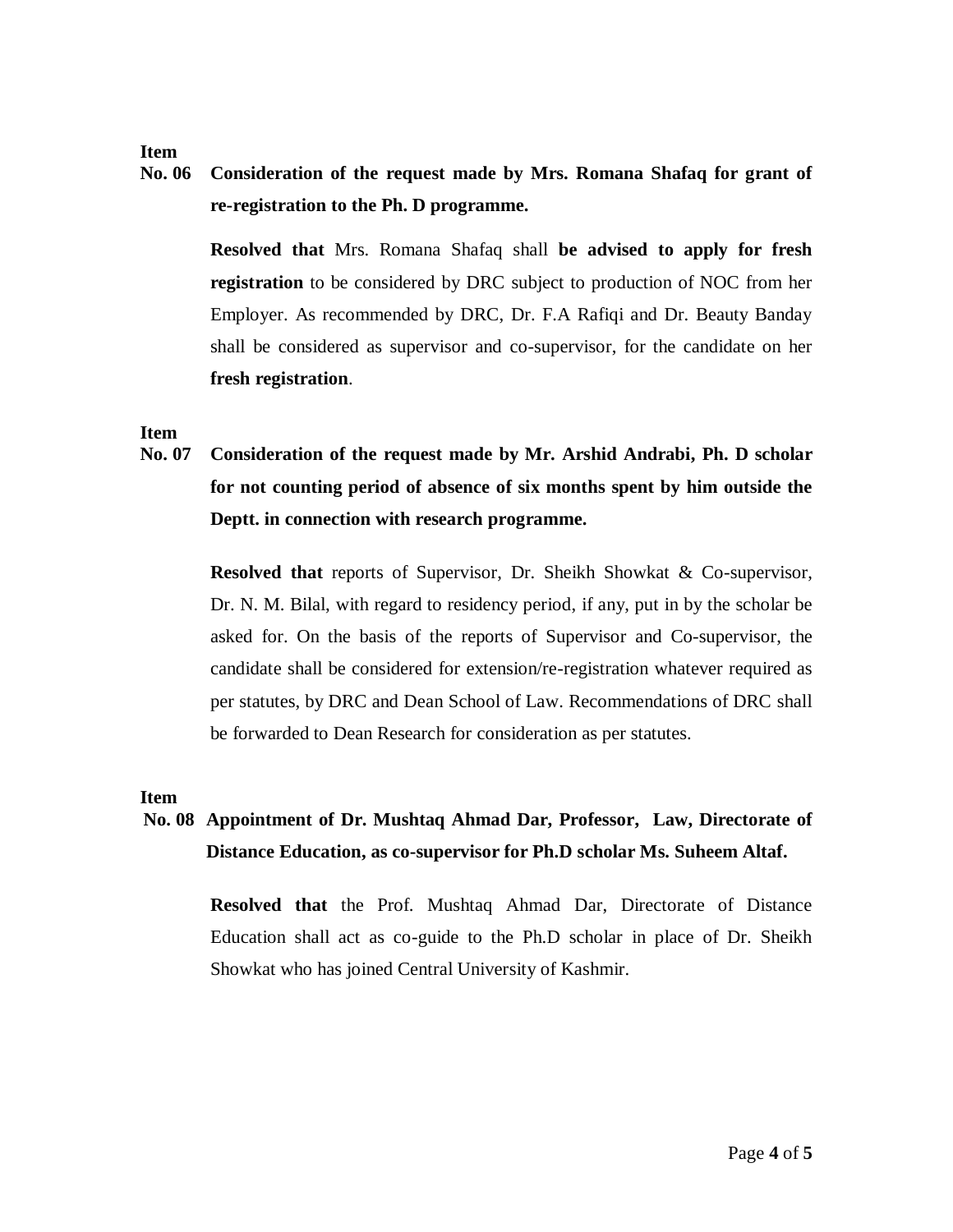**Item No. 06** **Consideration of the request made by Mrs. Romana Shafaq for grant of re-registration to the Ph. D programme.**

**Resolved that** Mrs. Romana Shafaq shall **be advised to apply for fresh registration** to be considered by DRC subject to production of NOC from her Employer. As recommended by DRC, Dr. F.A Rafiqi and Dr. Beauty Banday shall be considered as supervisor and co-supervisor, for the candidate on her **fresh registration**.

**Item No. 07** **Consideration of the request made by Mr. Arshid Andrabi, Ph. D scholar for not counting period of absence of six months spent by him outside the Deptt. in connection with research programme.**

**Resolved that** reports of Supervisor, Dr. Sheikh Showkat & Co-supervisor, Dr. N. M. Bilal, with regard to residency period, if any, put in by the scholar be asked for. On the basis of the reports of Supervisor and Co-supervisor, the candidate shall be considered for extension/re-registration whatever required as per statutes, by DRC and Dean School of Law. Recommendations of DRC shall be forwarded to Dean Research for consideration as per statutes.

**Item No. 08** **Appointment of Dr. Mushtaq Ahmad Dar, Professor, Law, Directorate of Distance Education, as co-supervisor for Ph.D scholar Ms. Suheem Altaf.**

**Resolved that** the Prof. Mushtaq Ahmad Dar, Directorate of Distance Education shall act as co-guide to the Ph.D scholar in place of Dr. Sheikh Showkat who has joined Central University of Kashmir.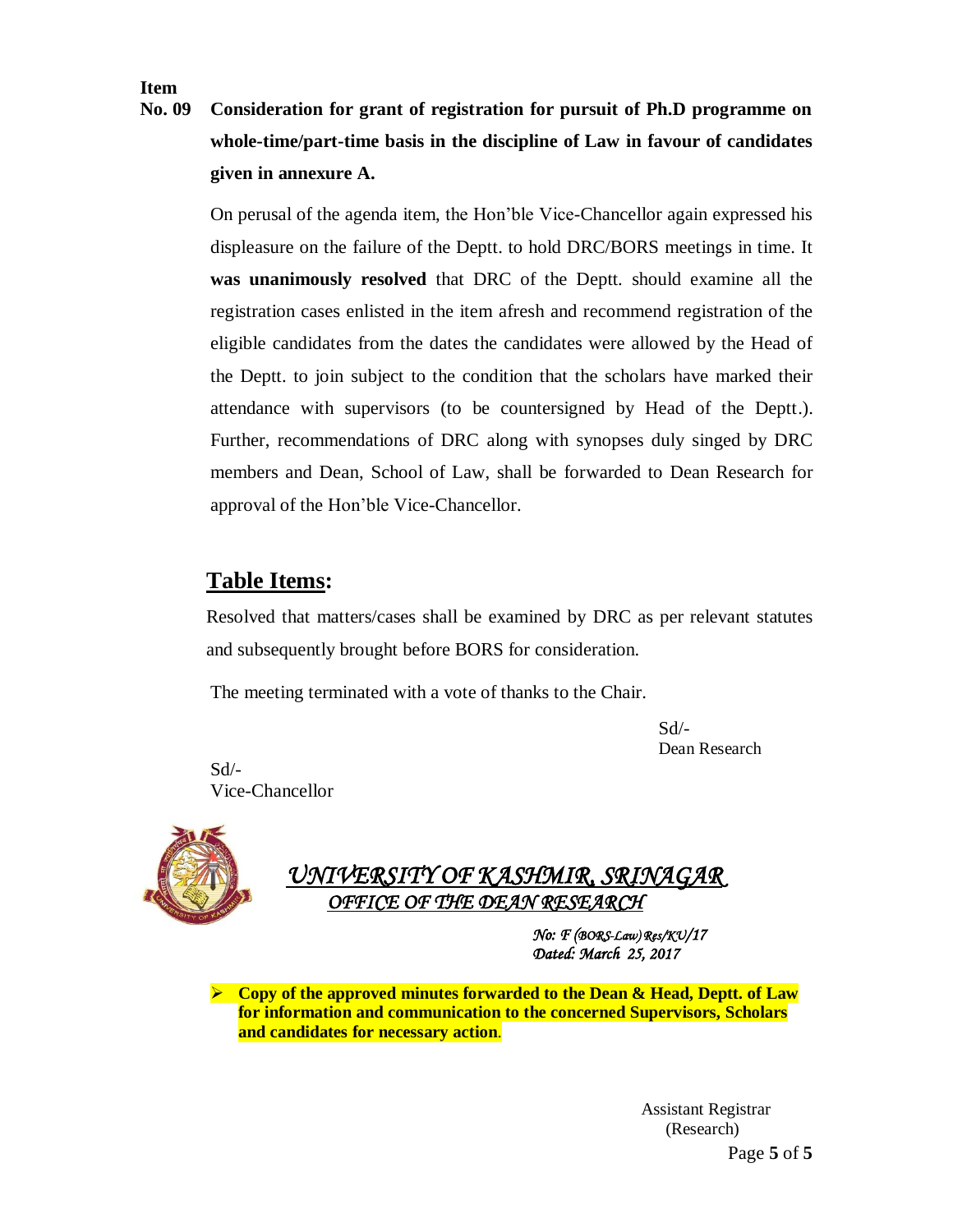**Item No. 09** **Consideration for grant of registration for pursuit of Ph.D programme on whole-time/part-time basis in the discipline of Law in favour of candidates given in annexure A.**

On perusal of the agenda item, the Hon'ble Vice-Chancellor again expressed his displeasure on the failure of the Deptt. to hold DRC/BORS meetings in time. It **was unanimously resolved** that DRC of the Deptt. should examine all the registration cases enlisted in the item afresh and recommend registration of the eligible candidates from the dates the candidates were allowed by the Head of the Deptt. to join subject to the condition that the scholars have marked their attendance with supervisors (to be countersigned by Head of the Deptt.). Further, recommendations of DRC along with synopses duly singed by DRC members and Dean, School of Law, shall be forwarded to Dean Research for approval of the Hon'ble Vice-Chancellor.

## **Table Items:**

Resolved that matters/cases shall be examined by DRC as per relevant statutes and subsequently brought before BORS for consideration.

The meeting terminated with a vote of thanks to the Chair.

Sd/-
Dean Research

Sd/-
Vice-Chancellor

***UNIVERSITY OF KASHMIR, SRINAGAR***
***OFFICE OF THE DEAN RESEARCH***

*No: F (BORS-Law) Res/KU/17*
*Dated: March 25, 2017*

- **Copy of the approved minutes forwarded to the Dean & Head, Deptt. of Law for information and communication to the concerned Supervisors, Scholars and candidates for necessary action**.

Assistant Registrar
(Research)